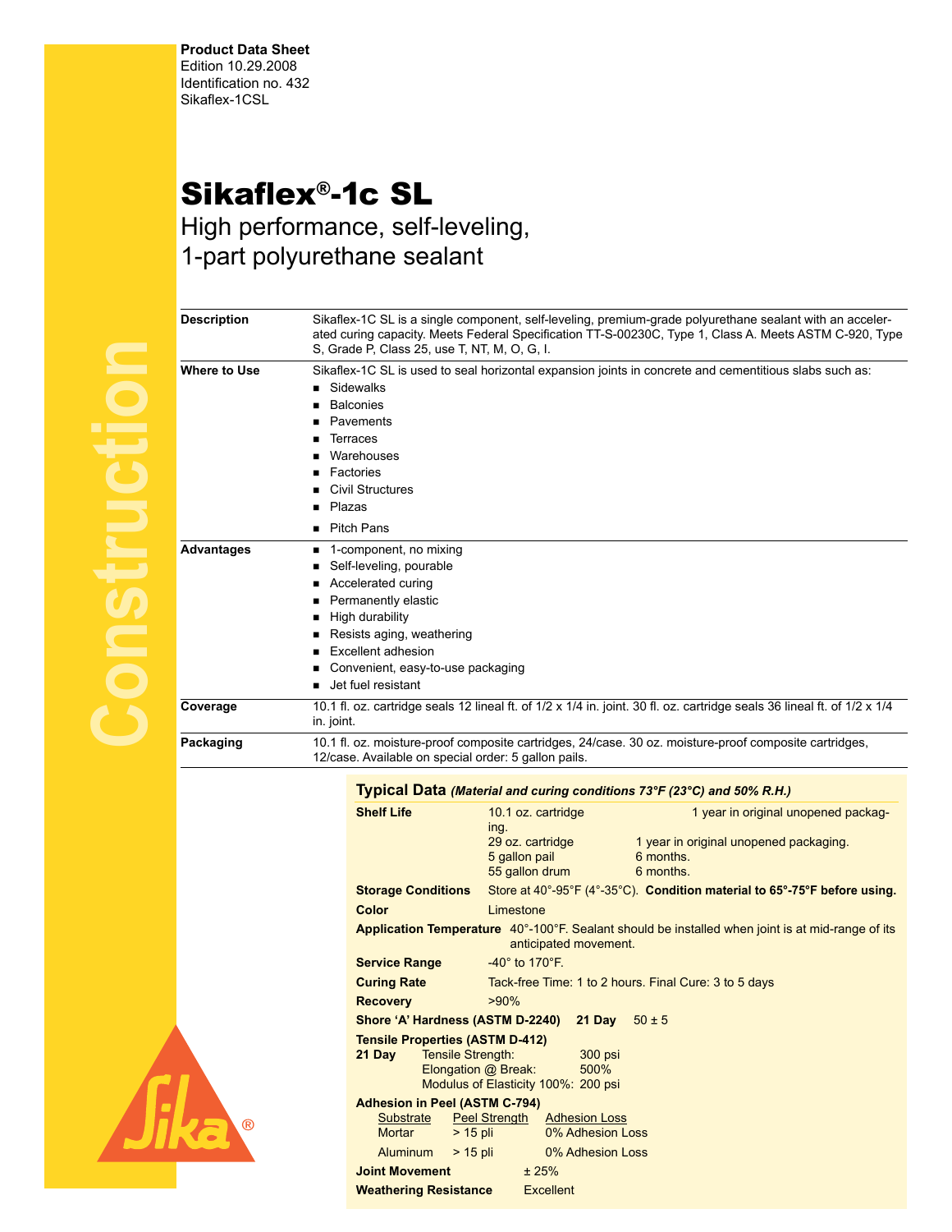**Product Data Sheet**
Edition 10.29.2008
Identification no. 432
Sikaflex-1CSL

# Sikaflex®-1c SL

## High performance, self-leveling, 1-part polyurethane sealant

**Description**

Sikaflex-1C SL is a single component, self-leveling, premium-grade polyurethane sealant with an accelerated curing capacity. Meets Federal Specification TT-S-00230C, Type 1, Class A. Meets ASTM C-920, Type S, Grade P, Class 25, use T, NT, M, O, G, I.

**Where to Use**

Sikaflex-1C SL is used to seal horizontal expansion joints in concrete and cementitious slabs such as:

- Sidewalks
- Balconies
- Pavements
- Terraces
- Warehouses
- Factories
- Civil Structures
- Plazas
- Pitch Pans

**Advantages**

- 1-component, no mixing
- Self-leveling, pourable
- Accelerated curing
- Permanently elastic
- High durability
- Resists aging, weathering
- Excellent adhesion
- Convenient, easy-to-use packaging
- Jet fuel resistant

**Coverage**

10.1 fl. oz. cartridge seals 12 lineal ft. of 1/2 x 1/4 in. joint. 30 fl. oz. cartridge seals 36 lineal ft. of 1/2 x 1/4 in. joint.

**Packaging**

10.1 fl. oz. moisture-proof composite cartridges, 24/case. 30 oz. moisture-proof composite cartridges, 12/case. Available on special order: 5 gallon pails.

### Typical Data *(Material and curing conditions 73°F (23°C) and 50% R.H.)*

**Shelf Life**

| | |
|---|---|
| 10.1 oz. cartridge | 1 year in original unopened packaging. |
| 29 oz. cartridge | 1 year in original unopened packaging. |
| 5 gallon pail | 6 months. |
| 55 gallon drum | 6 months. |

**Storage Conditions** Store at 40°-95°F (4°-35°C). **Condition material to 65°-75°F before using.**

**Color** Limestone

**Application Temperature** 40°-100°F. Sealant should be installed when joint is at mid-range of its anticipated movement.

**Service Range** -40° to 170°F.

**Curing Rate** Tack-free Time: 1 to 2 hours. Final Cure: 3 to 5 days

**Recovery** >90%

**Shore 'A' Hardness (ASTM D-2240)** **21 Day** 50 ± 5

**Tensile Properties (ASTM D-412)**

**21 Day**

| | |
|---|---|
| Tensile Strength: | 300 psi |
| Elongation @ Break: | 500% |
| Modulus of Elasticity 100%: | 200 psi |

**Adhesion in Peel (ASTM C-794)**

| Substrate | Peel Strength | Adhesion Loss |
|---|---|---|
| Mortar | > 15 pli | 0% Adhesion Loss |
| Aluminum | > 15 pli | 0% Adhesion Loss |

**Joint Movement** ± 25%

**Weathering Resistance** Excellent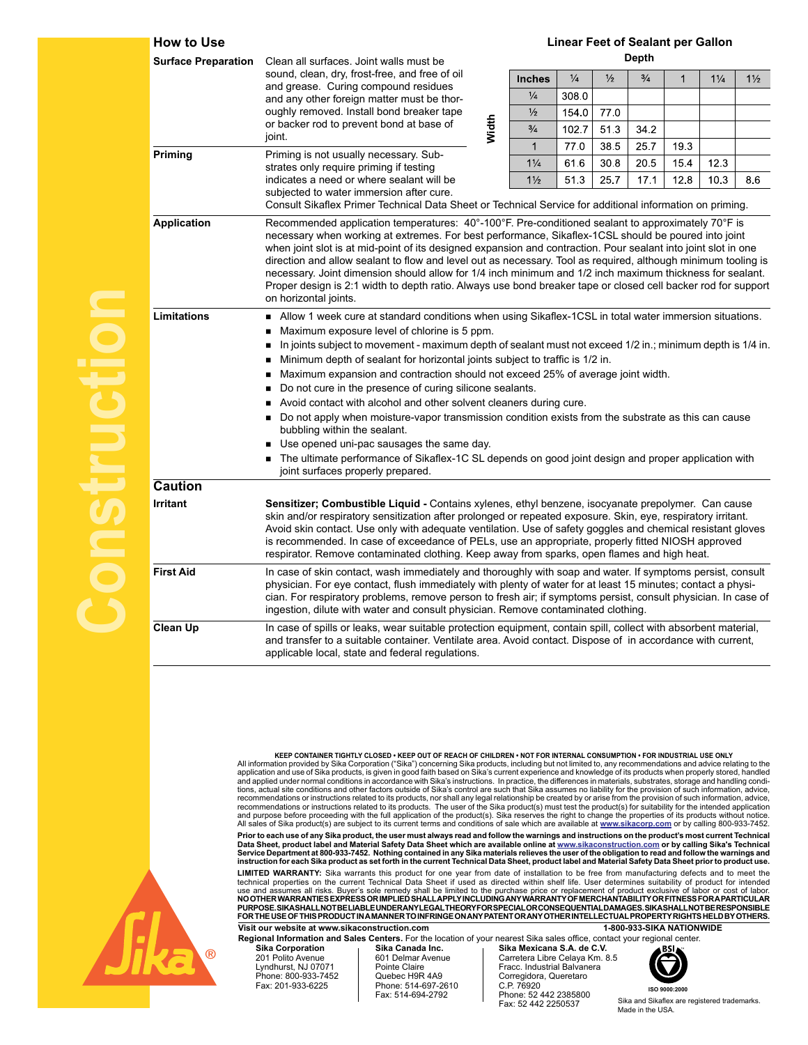## How to Use

**Surface Preparation** — Clean all surfaces. Joint walls must be sound, clean, dry, frost-free, and free of oil and grease. Curing compound residues and any other foreign matter must be thoroughly removed. Install bond breaker tape or backer rod to prevent bond at base of joint.

**Priming** — Priming is not usually necessary. Substrates only require priming if testing indicates a need or where sealant will be subjected to water immersion after cure. Consult Sikaflex Primer Technical Data Sheet or Technical Service for additional information on priming.

**Linear Feet of Sealant per Gallon**

| | Depth | | | | | |
|---|---|---|---|---|---|---|
| **Width (Inches)** | ¼ | ½ | ¾ | 1 | 1¼ | 1½ |
| ¼ | 308.0 | | | | | |
| ½ | 154.0 | 77.0 | | | | |
| ¾ | 102.7 | 51.3 | 34.2 | | | |
| 1 | 77.0 | 38.5 | 25.7 | 19.3 | | |
| 1¼ | 61.6 | 30.8 | 20.5 | 15.4 | 12.3 | |
| 1½ | 51.3 | 25.7 | 17.1 | 12.8 | 10.3 | 8.6 |

**Application** — Recommended application temperatures: 40°-100°F. Pre-conditioned sealant to approximately 70°F is necessary when working at extremes. For best performance, Sikaflex-1CSL should be poured into joint when joint slot is at mid-point of its designed expansion and contraction. Pour sealant into joint slot in one direction and allow sealant to flow and level out as necessary. Tool as required, although minimum tooling is necessary. Joint dimension should allow for 1/4 inch minimum and 1/2 inch maximum thickness for sealant. Proper design is 2:1 width to depth ratio. Always use bond breaker tape or closed cell backer rod for support on horizontal joints.

**Limitations**

- Allow 1 week cure at standard conditions when using Sikaflex-1CSL in total water immersion situations.
- Maximum exposure level of chlorine is 5 ppm.
- In joints subject to movement - maximum depth of sealant must not exceed 1/2 in.; minimum depth is 1/4 in.
- Minimum depth of sealant for horizontal joints subject to traffic is 1/2 in.
- Maximum expansion and contraction should not exceed 25% of average joint width.
- Do not cure in the presence of curing silicone sealants.
- Avoid contact with alcohol and other solvent cleaners during cure.
- Do not apply when moisture-vapor transmission condition exists from the substrate as this can cause bubbling within the sealant.
- Use opened uni-pac sausages the same day.
- The ultimate performance of Sikaflex-1C SL depends on good joint design and proper application with joint surfaces properly prepared.

## Caution

**Irritant** — **Sensitizer; Combustible Liquid -** Contains xylenes, ethyl benzene, isocyanate prepolymer. Can cause skin and/or respiratory sensitization after prolonged or repeated exposure. Skin, eye, respiratory irritant. Avoid skin contact. Use only with adequate ventilation. Use of safety goggles and chemical resistant gloves is recommended. In case of exceedance of PELs, use an appropriate, properly fitted NIOSH approved respirator. Remove contaminated clothing. Keep away from sparks, open flames and high heat.

**First Aid** — In case of skin contact, wash immediately and thoroughly with soap and water. If symptoms persist, consult physician. For eye contact, flush immediately with plenty of water for at least 15 minutes; contact a physician. For respiratory problems, remove person to fresh air; if symptoms persist, consult physician. In case of ingestion, dilute with water and consult physician. Remove contaminated clothing.

**Clean Up** — In case of spills or leaks, wear suitable protection equipment, contain spill, collect with absorbent material, and transfer to a suitable container. Ventilate area. Avoid contact. Dispose of in accordance with current, applicable local, state and federal regulations.

**KEEP CONTAINER TIGHTLY CLOSED • KEEP OUT OF REACH OF CHILDREN • NOT FOR INTERNAL CONSUMPTION • FOR INDUSTRIAL USE ONLY**

All information provided by Sika Corporation ("Sika") concerning Sika products, including but not limited to, any recommendations and advice relating to the application and use of Sika products, is given in good faith based on Sika's current experience and knowledge of its products when properly stored, handled and applied under normal conditions in accordance with Sika's instructions. In practice, the differences in materials, substrates, storage and handling conditions, actual site conditions and other factors outside of Sika's control are such that Sika assumes no liability for the provision of such information, advice, recommendations or instructions related to its products, nor shall any legal relationship be created by or arise from the provision of such information, advice, recommendations or instructions related to its products. The user of the Sika product(s) must test the product(s) for suitability for the intended application and purpose before proceeding with the full application of the product(s). Sika reserves the right to change the properties of its products without notice. All sales of Sika product(s) are subject to its current terms and conditions of sale which are available at www.sikacorp.com or by calling 800-933-7452.

**Prior to each use of any Sika product, the user must always read and follow the warnings and instructions on the product's most current Technical Data Sheet, product label and Material Safety Data Sheet which are available online at www.sikaconstruction.com or by calling Sika's Technical Service Department at 800-933-7452. Nothing contained in any Sika materials relieves the user of the obligation to read and follow the warnings and instruction for each Sika product as set forth in the current Technical Data Sheet, product label and Material Safety Data Sheet prior to product use.**

**LIMITED WARRANTY:** Sika warrants this product for one year from date of installation to be free from manufacturing defects and to meet the technical properties on the current Technical Data Sheet if used as directed within shelf life. User determines suitability of product for intended use and assumes all risks. Buyer's sole remedy shall be limited to the purchase price or replacement of product exclusive of labor or cost of labor. **NO OTHER WARRANTIES EXPRESS OR IMPLIED SHALL APPLY INCLUDING ANY WARRANTY OF MERCHANTABILITY OR FITNESS FOR A PARTICULAR PURPOSE. SIKA SHALL NOT BE LIABLE UNDER ANY LEGAL THEORY FOR SPECIAL OR CONSEQUENTIAL DAMAGES. SIKA SHALL NOT BE RESPONSIBLE FOR THE USE OF THIS PRODUCT IN A MANNER TO INFRINGE ON ANY PATENT OR ANY OTHER INTELLECTUAL PROPERTY RIGHTS HELD BY OTHERS.**

**Visit our website at www.sikaconstruction.com** — **1-800-933-SIKA NATIONWIDE**

**Regional Information and Sales Centers.** For the location of your nearest Sika sales office, contact your regional center.

**Sika Corporation**
201 Polito Avenue
Lyndhurst, NJ 07071
Phone: 800-933-7452
Fax: 201-933-6225

**Sika Canada Inc.**
601 Delmar Avenue
Pointe Claire
Quebec H9R 4A9
Phone: 514-697-2610
Fax: 514-694-2792

**Sika Mexicana S.A. de C.V.**
Carretera Libre Celaya Km. 8.5
Fracc. Industrial Balvanera
Corregidora, Queretaro
C.P. 76920
Phone: 52 442 2385800
Fax: 52 442 2250537

ISO 9000:2000

Sika and Sikaflex are registered trademarks. Made in the USA.